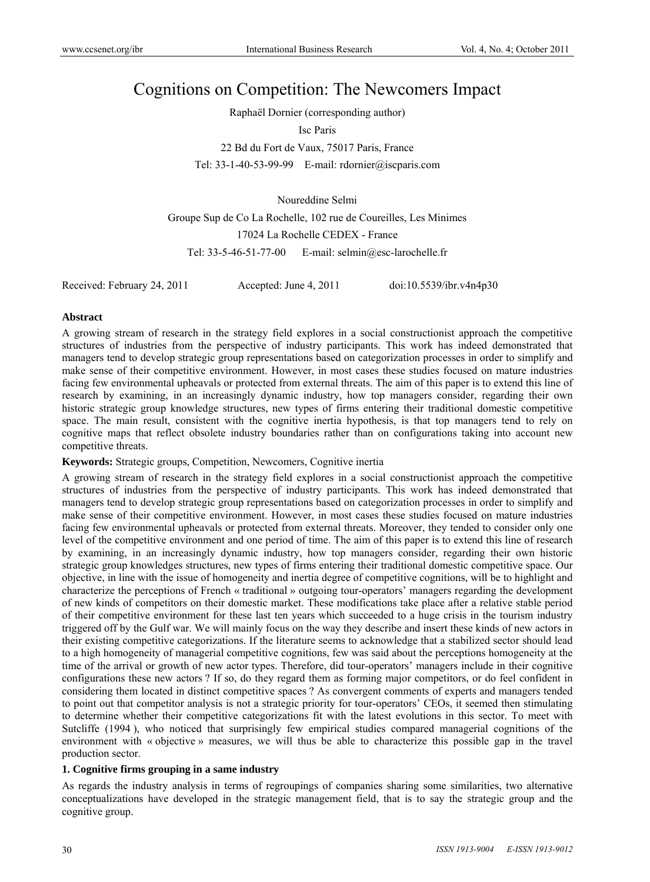# Cognitions on Competition: The Newcomers Impact

Raphaël Dornier (corresponding author)

Isc Paris

22 Bd du Fort de Vaux, 75017 Paris, France

Tel: 33-1-40-53-99-99 E-mail: rdornier@iscparis.com

Noureddine Selmi

Groupe Sup de Co La Rochelle, 102 rue de Coureilles, Les Minimes

17024 La Rochelle CEDEX - France

Tel: 33-5-46-51-77-00 E-mail: selmin@esc-larochelle.fr

Received: February 24, 2011 Accepted: June 4, 2011 doi:10.5539/ibr.v4n4p30

## Abstract

A growing stream of research in the strategy field explores in a social constructionist approach the competitive structures of industries from the perspective of industry participants. This work has indeed demonstrated that managers tend to develop strategic group representations based on categorization processes in order to simplify and make sense of their competitive environment. However, in most cases these studies focused on mature industries facing few environmental upheavals or protected from external threats. The aim of this paper is to extend this line of research by examining, in an increasingly dynamic industry, how top managers consider, regarding their own historic strategic group knowledge structures, new types of firms entering their traditional domestic competitive space. The main result, consistent with the cognitive inertia hypothesis, is that top managers tend to rely on cognitive maps that reflect obsolete industry boundaries rather than on configurations taking into account new competitive threats.

**Keywords:** Strategic groups, Competition, Newcomers, Cognitive inertia

A growing stream of research in the strategy field explores in a social constructionist approach the competitive structures of industries from the perspective of industry participants. This work has indeed demonstrated that managers tend to develop strategic group representations based on categorization processes in order to simplify and make sense of their competitive environment. However, in most cases these studies focused on mature industries facing few environmental upheavals or protected from external threats. Moreover, they tended to consider only one level of the competitive environment and one period of time. The aim of this paper is to extend this line of research by examining, in an increasingly dynamic industry, how top managers consider, regarding their own historic strategic group knowledges structures, new types of firms entering their traditional domestic competitive space. Our objective, in line with the issue of homogeneity and inertia degree of competitive cognitions, will be to highlight and characterize the perceptions of French « traditional » outgoing tour-operators' managers regarding the development of new kinds of competitors on their domestic market. These modifications take place after a relative stable period of their competitive environment for these last ten years which succeeded to a huge crisis in the tourism industry triggered off by the Gulf war. We will mainly focus on the way they describe and insert these kinds of new actors in their existing competitive categorizations. If the literature seems to acknowledge that a stabilized sector should lead to a high homogeneity of managerial competitive cognitions, few was said about the perceptions homogeneity at the time of the arrival or growth of new actor types. Therefore, did tour-operators' managers include in their cognitive configurations these new actors ? If so, do they regard them as forming major competitors, or do feel confident in considering them located in distinct competitive spaces ? As convergent comments of experts and managers tended to point out that competitor analysis is not a strategic priority for tour-operators' CEOs, it seemed then stimulating to determine whether their competitive categorizations fit with the latest evolutions in this sector. To meet with Sutcliffe (1994 ), who noticed that surprisingly few empirical studies compared managerial cognitions of the environment with « objective » measures, we will thus be able to characterize this possible gap in the travel production sector.

## 1. Cognitive firms grouping in a same industry

As regards the industry analysis in terms of regroupings of companies sharing some similarities, two alternative conceptualizations have developed in the strategic management field, that is to say the strategic group and the cognitive group.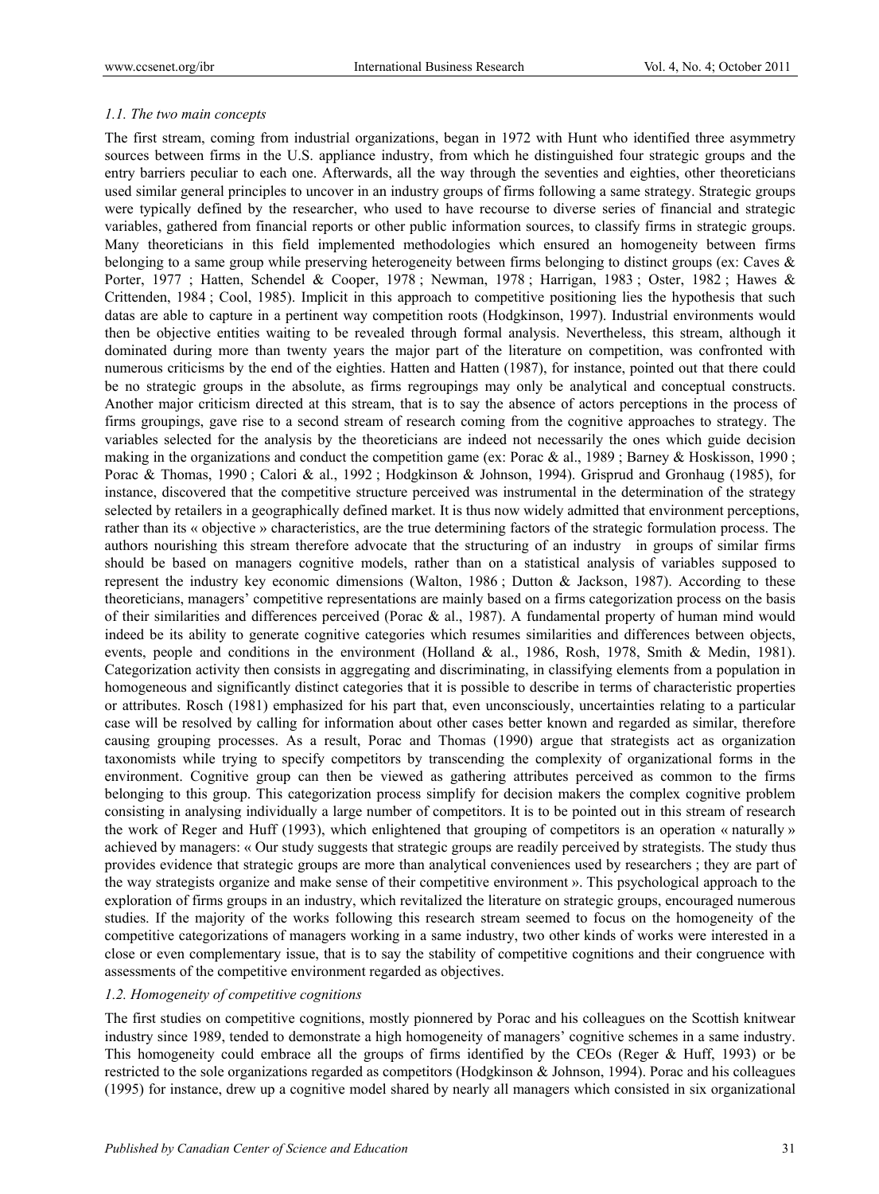### *1.1. The two main concepts*

The first stream, coming from industrial organizations, began in 1972 with Hunt who identified three asymmetry sources between firms in the U.S. appliance industry, from which he distinguished four strategic groups and the entry barriers peculiar to each one. Afterwards, all the way through the seventies and eighties, other theoreticians used similar general principles to uncover in an industry groups of firms following a same strategy. Strategic groups were typically defined by the researcher, who used to have recourse to diverse series of financial and strategic variables, gathered from financial reports or other public information sources, to classify firms in strategic groups. Many theoreticians in this field implemented methodologies which ensured an homogeneity between firms belonging to a same group while preserving heterogeneity between firms belonging to distinct groups (ex: Caves & Porter, 1977 ; Hatten, Schendel & Cooper, 1978 ; Newman, 1978 ; Harrigan, 1983 ; Oster, 1982 ; Hawes & Crittenden, 1984 ; Cool, 1985). Implicit in this approach to competitive positioning lies the hypothesis that such datas are able to capture in a pertinent way competition roots (Hodgkinson, 1997). Industrial environments would then be objective entities waiting to be revealed through formal analysis. Nevertheless, this stream, although it dominated during more than twenty years the major part of the literature on competition, was confronted with numerous criticisms by the end of the eighties. Hatten and Hatten (1987), for instance, pointed out that there could be no strategic groups in the absolute, as firms regroupings may only be analytical and conceptual constructs. Another major criticism directed at this stream, that is to say the absence of actors perceptions in the process of firms groupings, gave rise to a second stream of research coming from the cognitive approaches to strategy. The variables selected for the analysis by the theoreticians are indeed not necessarily the ones which guide decision making in the organizations and conduct the competition game (ex: Porac & al., 1989 ; Barney & Hoskisson, 1990 ; Porac & Thomas, 1990 ; Calori & al., 1992 ; Hodgkinson & Johnson, 1994). Grisprud and Gronhaug (1985), for instance, discovered that the competitive structure perceived was instrumental in the determination of the strategy selected by retailers in a geographically defined market. It is thus now widely admitted that environment perceptions, rather than its « objective » characteristics, are the true determining factors of the strategic formulation process. The authors nourishing this stream therefore advocate that the structuring of an industry in groups of similar firms should be based on managers cognitive models, rather than on a statistical analysis of variables supposed to represent the industry key economic dimensions (Walton, 1986 ; Dutton & Jackson, 1987). According to these theoreticians, managers' competitive representations are mainly based on a firms categorization process on the basis of their similarities and differences perceived (Porac & al., 1987). A fundamental property of human mind would indeed be its ability to generate cognitive categories which resumes similarities and differences between objects, events, people and conditions in the environment (Holland & al., 1986, Rosh, 1978, Smith & Medin, 1981). Categorization activity then consists in aggregating and discriminating, in classifying elements from a population in homogeneous and significantly distinct categories that it is possible to describe in terms of characteristic properties or attributes. Rosch (1981) emphasized for his part that, even unconsciously, uncertainties relating to a particular case will be resolved by calling for information about other cases better known and regarded as similar, therefore causing grouping processes. As a result, Porac and Thomas (1990) argue that strategists act as organization taxonomists while trying to specify competitors by transcending the complexity of organizational forms in the environment. Cognitive group can then be viewed as gathering attributes perceived as common to the firms belonging to this group. This categorization process simplify for decision makers the complex cognitive problem consisting in analysing individually a large number of competitors. It is to be pointed out in this stream of research the work of Reger and Huff (1993), which enlightened that grouping of competitors is an operation « naturally » achieved by managers: « Our study suggests that strategic groups are readily perceived by strategists. The study thus provides evidence that strategic groups are more than analytical conveniences used by researchers ; they are part of the way strategists organize and make sense of their competitive environment ». This psychological approach to the exploration of firms groups in an industry, which revitalized the literature on strategic groups, encouraged numerous studies. If the majority of the works following this research stream seemed to focus on the homogeneity of the competitive categorizations of managers working in a same industry, two other kinds of works were interested in a close or even complementary issue, that is to say the stability of competitive cognitions and their congruence with assessments of the competitive environment regarded as objectives.

### *1.2. Homogeneity of competitive cognitions*

The first studies on competitive cognitions, mostly pionnered by Porac and his colleagues on the Scottish knitwear industry since 1989, tended to demonstrate a high homogeneity of managers' cognitive schemes in a same industry. This homogeneity could embrace all the groups of firms identified by the CEOs (Reger & Huff, 1993) or be restricted to the sole organizations regarded as competitors (Hodgkinson & Johnson, 1994). Porac and his colleagues (1995) for instance, drew up a cognitive model shared by nearly all managers which consisted in six organizational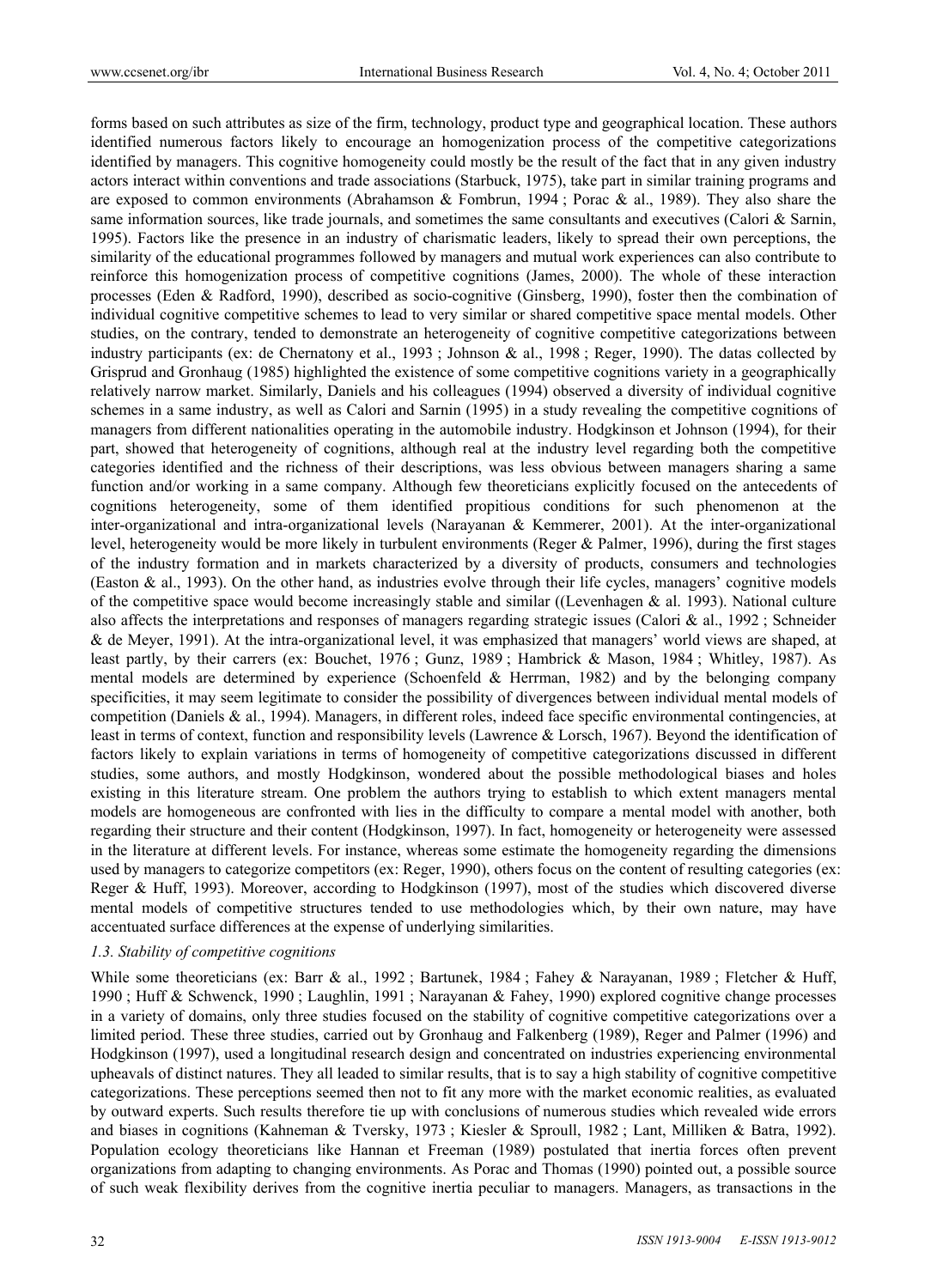forms based on such attributes as size of the firm, technology, product type and geographical location. These authors identified numerous factors likely to encourage an homogenization process of the competitive categorizations identified by managers. This cognitive homogeneity could mostly be the result of the fact that in any given industry actors interact within conventions and trade associations (Starbuck, 1975), take part in similar training programs and are exposed to common environments (Abrahamson & Fombrun, 1994 ; Porac & al., 1989). They also share the same information sources, like trade journals, and sometimes the same consultants and executives (Calori & Sarnin, 1995). Factors like the presence in an industry of charismatic leaders, likely to spread their own perceptions, the similarity of the educational programmes followed by managers and mutual work experiences can also contribute to reinforce this homogenization process of competitive cognitions (James, 2000). The whole of these interaction processes (Eden & Radford, 1990), described as socio-cognitive (Ginsberg, 1990), foster then the combination of individual cognitive competitive schemes to lead to very similar or shared competitive space mental models. Other studies, on the contrary, tended to demonstrate an heterogeneity of cognitive competitive categorizations between industry participants (ex: de Chernatony et al., 1993 ; Johnson & al., 1998 ; Reger, 1990). The datas collected by Grisprud and Gronhaug (1985) highlighted the existence of some competitive cognitions variety in a geographically relatively narrow market. Similarly, Daniels and his colleagues (1994) observed a diversity of individual cognitive schemes in a same industry, as well as Calori and Sarnin (1995) in a study revealing the competitive cognitions of managers from different nationalities operating in the automobile industry. Hodgkinson et Johnson (1994), for their part, showed that heterogeneity of cognitions, although real at the industry level regarding both the competitive categories identified and the richness of their descriptions, was less obvious between managers sharing a same function and/or working in a same company. Although few theoreticians explicitly focused on the antecedents of cognitions heterogeneity, some of them identified propitious conditions for such phenomenon at the inter-organizational and intra-organizational levels (Narayanan & Kemmerer, 2001). At the inter-organizational level, heterogeneity would be more likely in turbulent environments (Reger & Palmer, 1996), during the first stages of the industry formation and in markets characterized by a diversity of products, consumers and technologies (Easton & al., 1993). On the other hand, as industries evolve through their life cycles, managers' cognitive models of the competitive space would become increasingly stable and similar ((Levenhagen & al. 1993). National culture also affects the interpretations and responses of managers regarding strategic issues (Calori & al., 1992 ; Schneider & de Meyer, 1991). At the intra-organizational level, it was emphasized that managers' world views are shaped, at least partly, by their carrers (ex: Bouchet, 1976 ; Gunz, 1989 ; Hambrick & Mason, 1984 ; Whitley, 1987). As mental models are determined by experience (Schoenfeld & Herrman, 1982) and by the belonging company specificities, it may seem legitimate to consider the possibility of divergences between individual mental models of competition (Daniels & al., 1994). Managers, in different roles, indeed face specific environmental contingencies, at least in terms of context, function and responsibility levels (Lawrence & Lorsch, 1967). Beyond the identification of factors likely to explain variations in terms of homogeneity of competitive categorizations discussed in different studies, some authors, and mostly Hodgkinson, wondered about the possible methodological biases and holes existing in this literature stream. One problem the authors trying to establish to which extent managers mental models are homogeneous are confronted with lies in the difficulty to compare a mental model with another, both regarding their structure and their content (Hodgkinson, 1997). In fact, homogeneity or heterogeneity were assessed in the literature at different levels. For instance, whereas some estimate the homogeneity regarding the dimensions used by managers to categorize competitors (ex: Reger, 1990), others focus on the content of resulting categories (ex: Reger & Huff, 1993). Moreover, according to Hodgkinson (1997), most of the studies which discovered diverse mental models of competitive structures tended to use methodologies which, by their own nature, may have accentuated surface differences at the expense of underlying similarities.

### *1.3. Stability of competitive cognitions*

While some theoreticians (ex: Barr & al., 1992 ; Bartunek, 1984 ; Fahey & Narayanan, 1989 ; Fletcher & Huff, 1990 ; Huff & Schwenck, 1990 ; Laughlin, 1991 ; Narayanan & Fahey, 1990) explored cognitive change processes in a variety of domains, only three studies focused on the stability of cognitive competitive categorizations over a limited period. These three studies, carried out by Gronhaug and Falkenberg (1989), Reger and Palmer (1996) and Hodgkinson (1997), used a longitudinal research design and concentrated on industries experiencing environmental upheavals of distinct natures. They all leaded to similar results, that is to say a high stability of cognitive competitive categorizations. These perceptions seemed then not to fit any more with the market economic realities, as evaluated by outward experts. Such results therefore tie up with conclusions of numerous studies which revealed wide errors and biases in cognitions (Kahneman & Tversky, 1973 ; Kiesler & Sproull, 1982 ; Lant, Milliken & Batra, 1992). Population ecology theoreticians like Hannan et Freeman (1989) postulated that inertia forces often prevent organizations from adapting to changing environments. As Porac and Thomas (1990) pointed out, a possible source of such weak flexibility derives from the cognitive inertia peculiar to managers. Managers, as transactions in the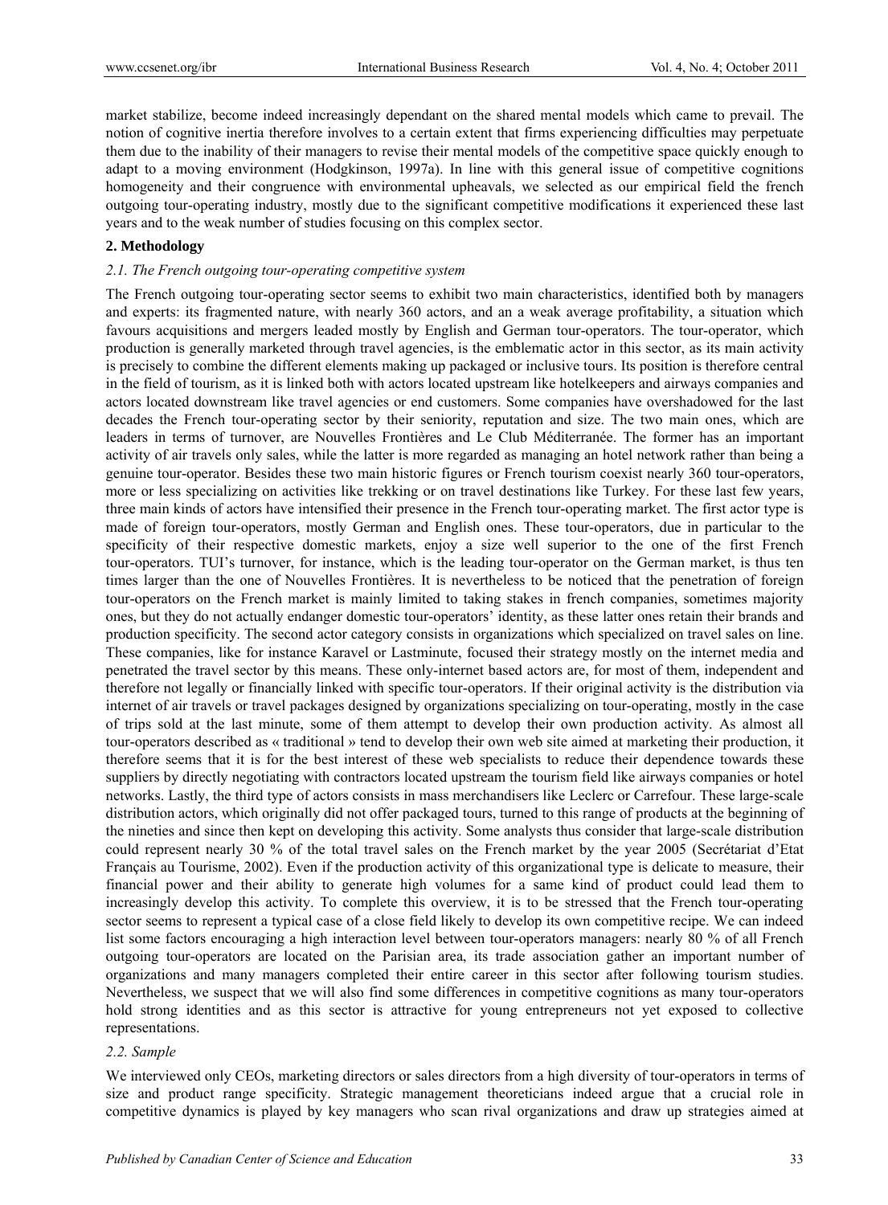market stabilize, become indeed increasingly dependant on the shared mental models which came to prevail. The notion of cognitive inertia therefore involves to a certain extent that firms experiencing difficulties may perpetuate them due to the inability of their managers to revise their mental models of the competitive space quickly enough to adapt to a moving environment (Hodgkinson, 1997a). In line with this general issue of competitive cognitions homogeneity and their congruence with environmental upheavals, we selected as our empirical field the french outgoing tour-operating industry, mostly due to the significant competitive modifications it experienced these last years and to the weak number of studies focusing on this complex sector.

## 2. Methodology

### *2.1. The French outgoing tour-operating competitive system*

The French outgoing tour-operating sector seems to exhibit two main characteristics, identified both by managers and experts: its fragmented nature, with nearly 360 actors, and an a weak average profitability, a situation which favours acquisitions and mergers leaded mostly by English and German tour-operators. The tour-operator, which production is generally marketed through travel agencies, is the emblematic actor in this sector, as its main activity is precisely to combine the different elements making up packaged or inclusive tours. Its position is therefore central in the field of tourism, as it is linked both with actors located upstream like hotelkeepers and airways companies and actors located downstream like travel agencies or end customers. Some companies have overshadowed for the last decades the French tour-operating sector by their seniority, reputation and size. The two main ones, which are leaders in terms of turnover, are Nouvelles Frontières and Le Club Méditerranée. The former has an important activity of air travels only sales, while the latter is more regarded as managing an hotel network rather than being a genuine tour-operator. Besides these two main historic figures or French tourism coexist nearly 360 tour-operators, more or less specializing on activities like trekking or on travel destinations like Turkey. For these last few years, three main kinds of actors have intensified their presence in the French tour-operating market. The first actor type is made of foreign tour-operators, mostly German and English ones. These tour-operators, due in particular to the specificity of their respective domestic markets, enjoy a size well superior to the one of the first French tour-operators. TUI's turnover, for instance, which is the leading tour-operator on the German market, is thus ten times larger than the one of Nouvelles Frontières. It is nevertheless to be noticed that the penetration of foreign tour-operators on the French market is mainly limited to taking stakes in french companies, sometimes majority ones, but they do not actually endanger domestic tour-operators' identity, as these latter ones retain their brands and production specificity. The second actor category consists in organizations which specialized on travel sales on line. These companies, like for instance Karavel or Lastminute, focused their strategy mostly on the internet media and penetrated the travel sector by this means. These only-internet based actors are, for most of them, independent and therefore not legally or financially linked with specific tour-operators. If their original activity is the distribution via internet of air travels or travel packages designed by organizations specializing on tour-operating, mostly in the case of trips sold at the last minute, some of them attempt to develop their own production activity. As almost all tour-operators described as « traditional » tend to develop their own web site aimed at marketing their production, it therefore seems that it is for the best interest of these web specialists to reduce their dependence towards these suppliers by directly negotiating with contractors located upstream the tourism field like airways companies or hotel networks. Lastly, the third type of actors consists in mass merchandisers like Leclerc or Carrefour. These large-scale distribution actors, which originally did not offer packaged tours, turned to this range of products at the beginning of the nineties and since then kept on developing this activity. Some analysts thus consider that large-scale distribution could represent nearly 30 % of the total travel sales on the French market by the year 2005 (Secrétariat d'Etat Français au Tourisme, 2002). Even if the production activity of this organizational type is delicate to measure, their financial power and their ability to generate high volumes for a same kind of product could lead them to increasingly develop this activity. To complete this overview, it is to be stressed that the French tour-operating sector seems to represent a typical case of a close field likely to develop its own competitive recipe. We can indeed list some factors encouraging a high interaction level between tour-operators managers: nearly 80 % of all French outgoing tour-operators are located on the Parisian area, its trade association gather an important number of organizations and many managers completed their entire career in this sector after following tourism studies. Nevertheless, we suspect that we will also find some differences in competitive cognitions as many tour-operators hold strong identities and as this sector is attractive for young entrepreneurs not yet exposed to collective representations.

### *2.2. Sample*

We interviewed only CEOs, marketing directors or sales directors from a high diversity of tour-operators in terms of size and product range specificity. Strategic management theoreticians indeed argue that a crucial role in competitive dynamics is played by key managers who scan rival organizations and draw up strategies aimed at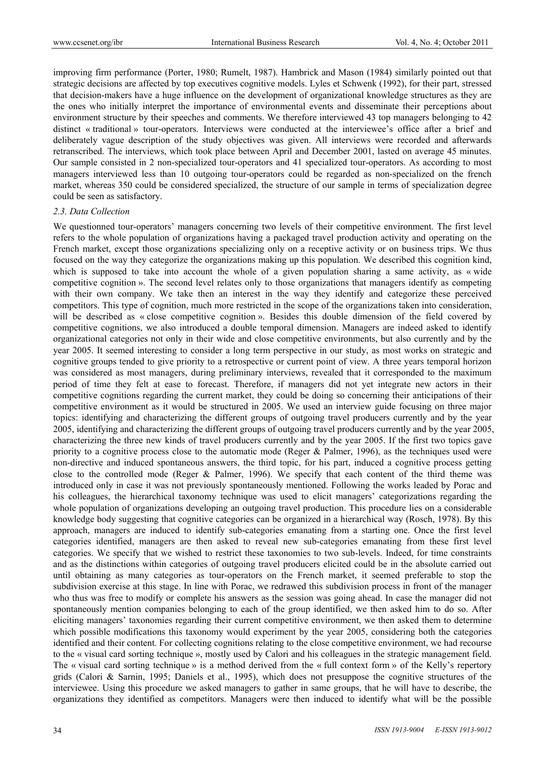improving firm performance (Porter, 1980; Rumelt, 1987). Hambrick and Mason (1984) similarly pointed out that strategic decisions are affected by top executives cognitive models. Lyles et Schwenk (1992), for their part, stressed that decision-makers have a huge influence on the development of organizational knowledge structures as they are the ones who initially interpret the importance of environmental events and disseminate their perceptions about environment structure by their speeches and comments. We therefore interviewed 43 top managers belonging to 42 distinct « traditional » tour-operators. Interviews were conducted at the interviewee's office after a brief and deliberately vague description of the study objectives was given. All interviews were recorded and afterwards retranscribed. The interviews, which took place between April and December 2001, lasted on average 45 minutes. Our sample consisted in 2 non-specialized tour-operators and 41 specialized tour-operators. As according to most managers interviewed less than 10 outgoing tour-operators could be regarded as non-specialized on the french market, whereas 350 could be considered specialized, the structure of our sample in terms of specialization degree could be seen as satisfactory.

### 2.3. Data Collection

We questionned tour-operators' managers concerning two levels of their competitive environment. The first level refers to the whole population of organizations having a packaged travel production activity and operating on the French market, except those organizations specializing only on a receptive activity or on business trips. We thus focused on the way they categorize the organizations making up this population. We described this cognition kind, which is supposed to take into account the whole of a given population sharing a same activity, as « wide competitive cognition ». The second level relates only to those organizations that managers identify as competing with their own company. We take then an interest in the way they identify and categorize these perceived competitors. This type of cognition, much more restricted in the scope of the organizations taken into consideration, will be described as « close competitive cognition ». Besides this double dimension of the field covered by competitive cognitions, we also introduced a double temporal dimension. Managers are indeed asked to identify organizational categories not only in their wide and close competitive environments, but also currently and by the year 2005. It seemed interesting to consider a long term perspective in our study, as most works on strategic and cognitive groups tended to give priority to a retrospective or current point of view. A three years temporal horizon was considered as most managers, during preliminary interviews, revealed that it corresponded to the maximum period of time they felt at ease to forecast. Therefore, if managers did not yet integrate new actors in their competitive cognitions regarding the current market, they could be doing so concerning their anticipations of their competitive environment as it would be structured in 2005. We used an interview guide focusing on three major topics: identifying and characterizing the different groups of outgoing travel producers currently and by the year 2005, identifying and characterizing the different groups of outgoing travel producers currently and by the year 2005, characterizing the three new kinds of travel producers currently and by the year 2005. If the first two topics gave priority to a cognitive process close to the automatic mode (Reger & Palmer, 1996), as the techniques used were non-directive and induced spontaneous answers, the third topic, for his part, induced a cognitive process getting close to the controlled mode (Reger & Palmer, 1996). We specify that each content of the third theme was introduced only in case it was not previously spontaneously mentioned. Following the works leaded by Porac and his colleagues, the hierarchical taxonomy technique was used to elicit managers' categorizations regarding the whole population of organizations developing an outgoing travel production. This procedure lies on a considerable knowledge body suggesting that cognitive categories can be organized in a hierarchical way (Rosch, 1978). By this approach, managers are induced to identify sub-categories emanating from a starting one. Once the first level categories identified, managers are then asked to reveal new sub-categories emanating from these first level categories. We specify that we wished to restrict these taxonomies to two sub-levels. Indeed, for time constraints and as the distinctions within categories of outgoing travel producers elicited could be in the absolute carried out until obtaining as many categories as tour-operators on the French market, it seemed preferable to stop the subdivision exercise at this stage. In line with Porac, we redrawed this subdivision process in front of the manager who thus was free to modify or complete his answers as the session was going ahead. In case the manager did not spontaneously mention companies belonging to each of the group identified, we then asked him to do so. After eliciting managers' taxonomies regarding their current competitive environment, we then asked them to determine which possible modifications this taxonomy would experiment by the year 2005, considering both the categories identified and their content. For collecting cognitions relating to the close competitive environment, we had recourse to the « visual card sorting technique », mostly used by Calori and his colleagues in the strategic management field. The « visual card sorting technique » is a method derived from the « full context form » of the Kelly's repertory grids (Calori & Sarnin, 1995; Daniels et al., 1995), which does not presuppose the cognitive structures of the interviewee. Using this procedure we asked managers to gather in same groups, that he will have to describe, the organizations they identified as competitors. Managers were then induced to identify what will be the possible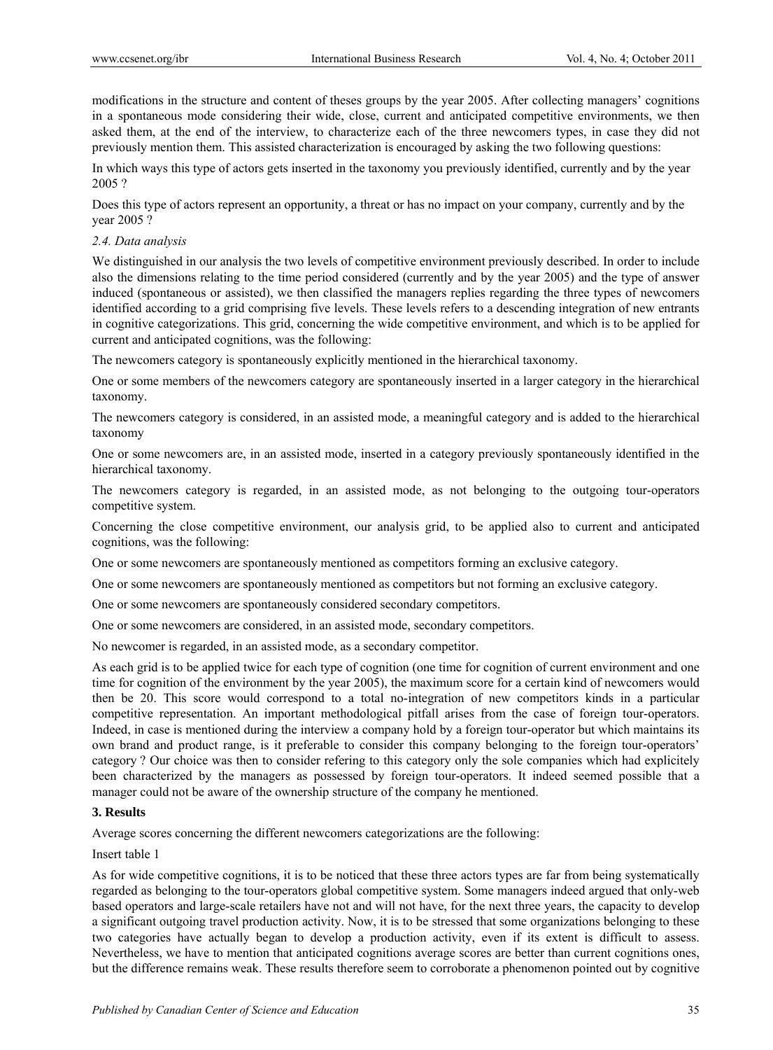modifications in the structure and content of theses groups by the year 2005. After collecting managers' cognitions in a spontaneous mode considering their wide, close, current and anticipated competitive environments, we then asked them, at the end of the interview, to characterize each of the three newcomers types, in case they did not previously mention them. This assisted characterization is encouraged by asking the two following questions:

In which ways this type of actors gets inserted in the taxonomy you previously identified, currently and by the year 2005 ?

Does this type of actors represent an opportunity, a threat or has no impact on your company, currently and by the year 2005 ?

*2.4. Data analysis*

We distinguished in our analysis the two levels of competitive environment previously described. In order to include also the dimensions relating to the time period considered (currently and by the year 2005) and the type of answer induced (spontaneous or assisted), we then classified the managers replies regarding the three types of newcomers identified according to a grid comprising five levels. These levels refers to a descending integration of new entrants in cognitive categorizations. This grid, concerning the wide competitive environment, and which is to be applied for current and anticipated cognitions, was the following:

The newcomers category is spontaneously explicitly mentioned in the hierarchical taxonomy.

One or some members of the newcomers category are spontaneously inserted in a larger category in the hierarchical taxonomy.

The newcomers category is considered, in an assisted mode, a meaningful category and is added to the hierarchical taxonomy

One or some newcomers are, in an assisted mode, inserted in a category previously spontaneously identified in the hierarchical taxonomy.

The newcomers category is regarded, in an assisted mode, as not belonging to the outgoing tour-operators competitive system.

Concerning the close competitive environment, our analysis grid, to be applied also to current and anticipated cognitions, was the following:

One or some newcomers are spontaneously mentioned as competitors forming an exclusive category.

One or some newcomers are spontaneously mentioned as competitors but not forming an exclusive category.

One or some newcomers are spontaneously considered secondary competitors.

One or some newcomers are considered, in an assisted mode, secondary competitors.

No newcomer is regarded, in an assisted mode, as a secondary competitor.

As each grid is to be applied twice for each type of cognition (one time for cognition of current environment and one time for cognition of the environment by the year 2005), the maximum score for a certain kind of newcomers would then be 20. This score would correspond to a total no-integration of new competitors kinds in a particular competitive representation. An important methodological pitfall arises from the case of foreign tour-operators. Indeed, in case is mentioned during the interview a company hold by a foreign tour-operator but which maintains its own brand and product range, is it preferable to consider this company belonging to the foreign tour-operators' category ? Our choice was then to consider refering to this category only the sole companies which had explicitely been characterized by the managers as possessed by foreign tour-operators. It indeed seemed possible that a manager could not be aware of the ownership structure of the company he mentioned.

**3. Results**

Average scores concerning the different newcomers categorizations are the following:

Insert table 1

As for wide competitive cognitions, it is to be noticed that these three actors types are far from being systematically regarded as belonging to the tour-operators global competitive system. Some managers indeed argued that only-web based operators and large-scale retailers have not and will not have, for the next three years, the capacity to develop a significant outgoing travel production activity. Now, it is to be stressed that some organizations belonging to these two categories have actually began to develop a production activity, even if its extent is difficult to assess. Nevertheless, we have to mention that anticipated cognitions average scores are better than current cognitions ones, but the difference remains weak. These results therefore seem to corroborate a phenomenon pointed out by cognitive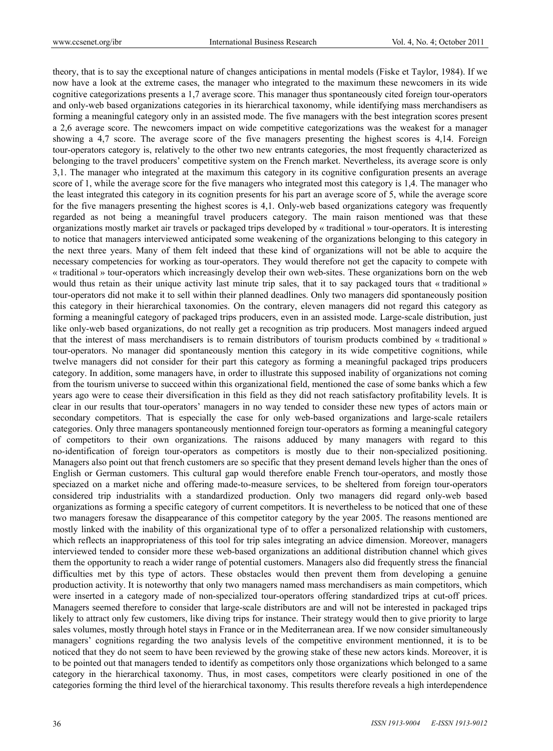theory, that is to say the exceptional nature of changes anticipations in mental models (Fiske et Taylor, 1984). If we now have a look at the extreme cases, the manager who integrated to the maximum these newcomers in its wide cognitive categorizations presents a 1,7 average score. This manager thus spontaneously cited foreign tour-operators and only-web based organizations categories in its hierarchical taxonomy, while identifying mass merchandisers as forming a meaningful category only in an assisted mode. The five managers with the best integration scores present a 2,6 average score. The newcomers impact on wide competitive categorizations was the weakest for a manager showing a 4,7 score. The average score of the five managers presenting the highest scores is 4,14. Foreign tour-operators category is, relatively to the other two new entrants categories, the most frequently characterized as belonging to the travel producers' competitive system on the French market. Nevertheless, its average score is only 3,1. The manager who integrated at the maximum this category in its cognitive configuration presents an average score of 1, while the average score for the five managers who integrated most this category is 1,4. The manager who the least integrated this category in its cognition presents for his part an average score of 5, while the average score for the five managers presenting the highest scores is 4,1. Only-web based organizations category was frequently regarded as not being a meaningful travel producers category. The main raison mentioned was that these organizations mostly market air travels or packaged trips developed by « traditional » tour-operators. It is interesting to notice that managers interviewed anticipated some weakening of the organizations belonging to this category in the next three years. Many of them felt indeed that these kind of organizations will not be able to acquire the necessary competencies for working as tour-operators. They would therefore not get the capacity to compete with « traditional » tour-operators which increasingly develop their own web-sites. These organizations born on the web would thus retain as their unique activity last minute trip sales, that it to say packaged tours that « traditional » tour-operators did not make it to sell within their planned deadlines. Only two managers did spontaneously position this category in their hierarchical taxonomies. On the contrary, eleven managers did not regard this category as forming a meaningful category of packaged trips producers, even in an assisted mode. Large-scale distribution, just like only-web based organizations, do not really get a recognition as trip producers. Most managers indeed argued that the interest of mass merchandisers is to remain distributors of tourism products combined by « traditional » tour-operators. No manager did spontaneously mention this category in its wide competitive cognitions, while twelve managers did not consider for their part this category as forming a meaningful packaged trips producers category. In addition, some managers have, in order to illustrate this supposed inability of organizations not coming from the tourism universe to succeed within this organizational field, mentioned the case of some banks which a few years ago were to cease their diversification in this field as they did not reach satisfactory profitability levels. It is clear in our results that tour-operators' managers in no way tended to consider these new types of actors main or secondary competitors. That is especially the case for only web-based organizations and large-scale retailers categories. Only three managers spontaneously mentionned foreign tour-operators as forming a meaningful category of competitors to their own organizations. The raisons adduced by many managers with regard to this no-identification of foreign tour-operators as competitors is mostly due to their non-specialized positioning. Managers also point out that french customers are so specific that they present demand levels higher than the ones of English or German customers. This cultural gap would therefore enable French tour-operators, and mostly those speciazed on a market niche and offering made-to-measure services, to be sheltered from foreign tour-operators considered trip industrialits with a standardized production. Only two managers did regard only-web based organizations as forming a specific category of current competitors. It is nevertheless to be noticed that one of these two managers foresaw the disappearance of this competitor category by the year 2005. The reasons mentioned are mostly linked with the inability of this organizational type of to offer a personalized relationship with customers, which reflects an inappropriateness of this tool for trip sales integrating an advice dimension. Moreover, managers interviewed tended to consider more these web-based organizations an additional distribution channel which gives them the opportunity to reach a wider range of potential customers. Managers also did frequently stress the financial difficulties met by this type of actors. These obstacles would then prevent them from developing a genuine production activity. It is noteworthy that only two managers named mass merchandisers as main competitors, which were inserted in a category made of non-specialized tour-operators offering standardized trips at cut-off prices. Managers seemed therefore to consider that large-scale distributors are and will not be interested in packaged trips likely to attract only few customers, like diving trips for instance. Their strategy would then to give priority to large sales volumes, mostly through hotel stays in France or in the Mediterranean area. If we now consider simultaneously managers' cognitions regarding the two analysis levels of the competitive environment mentionned, it is to be noticed that they do not seem to have been reviewed by the growing stake of these new actors kinds. Moreover, it is to be pointed out that managers tended to identify as competitors only those organizations which belonged to a same category in the hierarchical taxonomy. Thus, in most cases, competitors were clearly positioned in one of the categories forming the third level of the hierarchical taxonomy. This results therefore reveals a high interdependence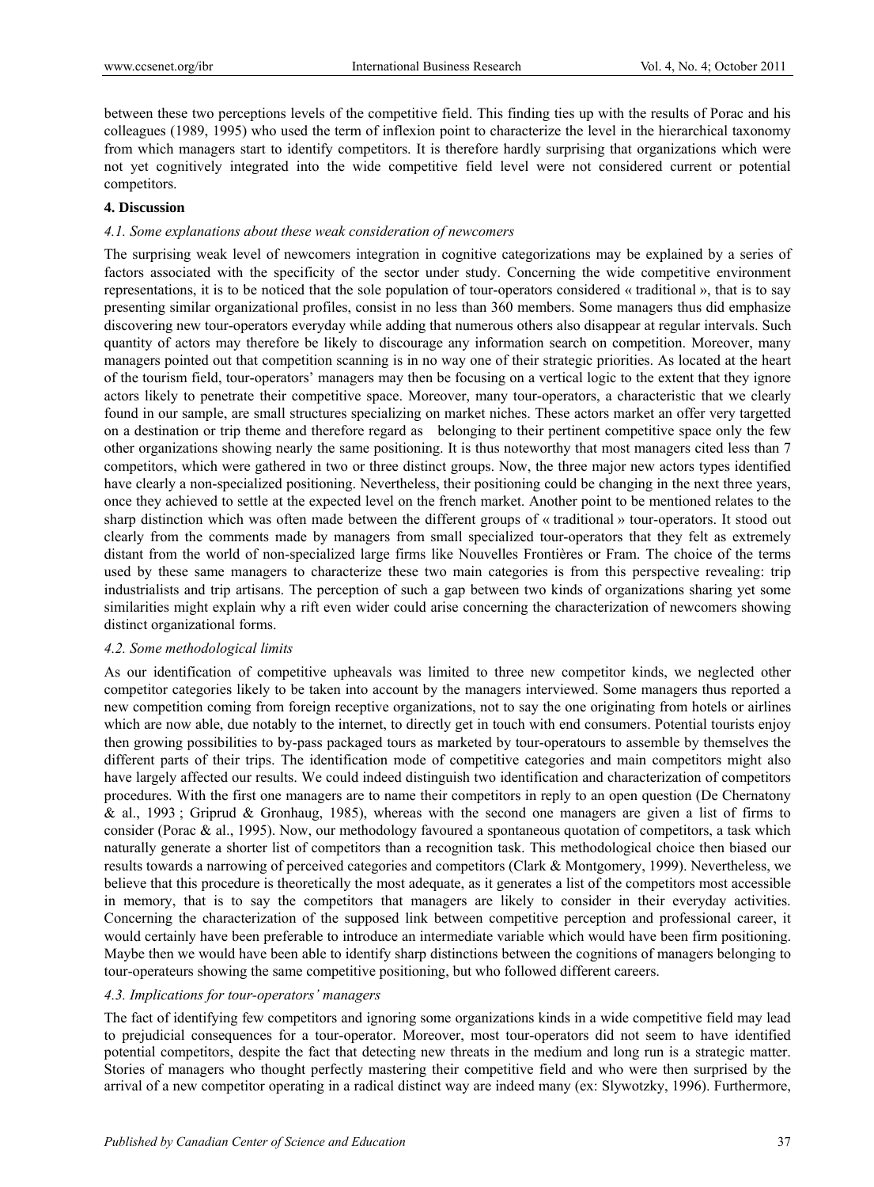between these two perceptions levels of the competitive field. This finding ties up with the results of Porac and his colleagues (1989, 1995) who used the term of inflexion point to characterize the level in the hierarchical taxonomy from which managers start to identify competitors. It is therefore hardly surprising that organizations which were not yet cognitively integrated into the wide competitive field level were not considered current or potential competitors.

## 4. Discussion

### *4.1. Some explanations about these weak consideration of newcomers*

The surprising weak level of newcomers integration in cognitive categorizations may be explained by a series of factors associated with the specificity of the sector under study. Concerning the wide competitive environment representations, it is to be noticed that the sole population of tour-operators considered « traditional », that is to say presenting similar organizational profiles, consist in no less than 360 members. Some managers thus did emphasize discovering new tour-operators everyday while adding that numerous others also disappear at regular intervals. Such quantity of actors may therefore be likely to discourage any information search on competition. Moreover, many managers pointed out that competition scanning is in no way one of their strategic priorities. As located at the heart of the tourism field, tour-operators' managers may then be focusing on a vertical logic to the extent that they ignore actors likely to penetrate their competitive space. Moreover, many tour-operators, a characteristic that we clearly found in our sample, are small structures specializing on market niches. These actors market an offer very targetted on a destination or trip theme and therefore regard as belonging to their pertinent competitive space only the few other organizations showing nearly the same positioning. It is thus noteworthy that most managers cited less than 7 competitors, which were gathered in two or three distinct groups. Now, the three major new actors types identified have clearly a non-specialized positioning. Nevertheless, their positioning could be changing in the next three years, once they achieved to settle at the expected level on the french market. Another point to be mentioned relates to the sharp distinction which was often made between the different groups of « traditional » tour-operators. It stood out clearly from the comments made by managers from small specialized tour-operators that they felt as extremely distant from the world of non-specialized large firms like Nouvelles Frontières or Fram. The choice of the terms used by these same managers to characterize these two main categories is from this perspective revealing: trip industrialists and trip artisans. The perception of such a gap between two kinds of organizations sharing yet some similarities might explain why a rift even wider could arise concerning the characterization of newcomers showing distinct organizational forms.

### *4.2. Some methodological limits*

As our identification of competitive upheavals was limited to three new competitor kinds, we neglected other competitor categories likely to be taken into account by the managers interviewed. Some managers thus reported a new competition coming from foreign receptive organizations, not to say the one originating from hotels or airlines which are now able, due notably to the internet, to directly get in touch with end consumers. Potential tourists enjoy then growing possibilities to by-pass packaged tours as marketed by tour-operatours to assemble by themselves the different parts of their trips. The identification mode of competitive categories and main competitors might also have largely affected our results. We could indeed distinguish two identification and characterization of competitors procedures. With the first one managers are to name their competitors in reply to an open question (De Chernatony & al., 1993 ; Griprud & Gronhaug, 1985), whereas with the second one managers are given a list of firms to consider (Porac & al., 1995). Now, our methodology favoured a spontaneous quotation of competitors, a task which naturally generate a shorter list of competitors than a recognition task. This methodological choice then biased our results towards a narrowing of perceived categories and competitors (Clark & Montgomery, 1999). Nevertheless, we believe that this procedure is theoretically the most adequate, as it generates a list of the competitors most accessible in memory, that is to say the competitors that managers are likely to consider in their everyday activities. Concerning the characterization of the supposed link between competitive perception and professional career, it would certainly have been preferable to introduce an intermediate variable which would have been firm positioning. Maybe then we would have been able to identify sharp distinctions between the cognitions of managers belonging to tour-operateurs showing the same competitive positioning, but who followed different careers.

### *4.3. Implications for tour-operators' managers*

The fact of identifying few competitors and ignoring some organizations kinds in a wide competitive field may lead to prejudicial consequences for a tour-operator. Moreover, most tour-operators did not seem to have identified potential competitors, despite the fact that detecting new threats in the medium and long run is a strategic matter. Stories of managers who thought perfectly mastering their competitive field and who were then surprised by the arrival of a new competitor operating in a radical distinct way are indeed many (ex: Slywotzky, 1996). Furthermore,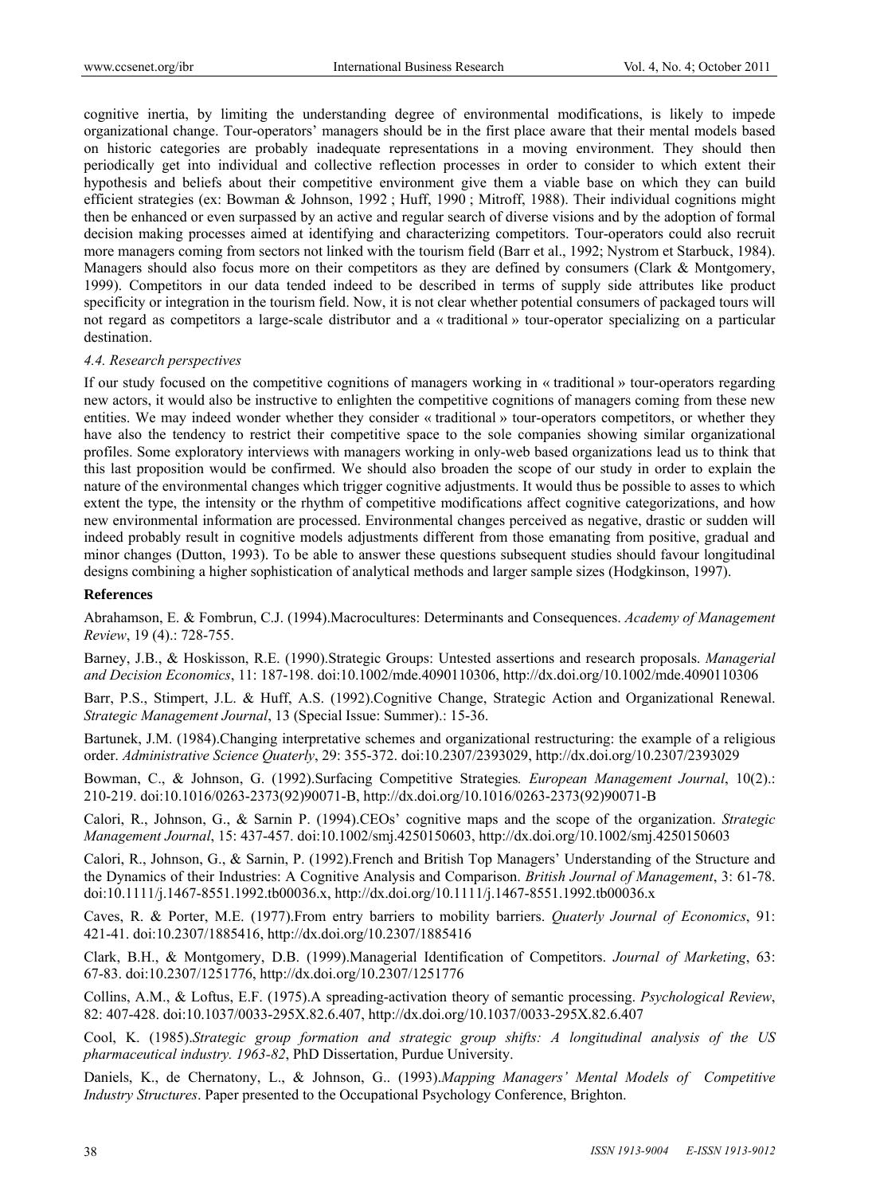cognitive inertia, by limiting the understanding degree of environmental modifications, is likely to impede organizational change. Tour-operators' managers should be in the first place aware that their mental models based on historic categories are probably inadequate representations in a moving environment. They should then periodically get into individual and collective reflection processes in order to consider to which extent their hypothesis and beliefs about their competitive environment give them a viable base on which they can build efficient strategies (ex: Bowman & Johnson, 1992 ; Huff, 1990 ; Mitroff, 1988). Their individual cognitions might then be enhanced or even surpassed by an active and regular search of diverse visions and by the adoption of formal decision making processes aimed at identifying and characterizing competitors. Tour-operators could also recruit more managers coming from sectors not linked with the tourism field (Barr et al., 1992; Nystrom et Starbuck, 1984). Managers should also focus more on their competitors as they are defined by consumers (Clark & Montgomery, 1999). Competitors in our data tended indeed to be described in terms of supply side attributes like product specificity or integration in the tourism field. Now, it is not clear whether potential consumers of packaged tours will not regard as competitors a large-scale distributor and a « traditional » tour-operator specializing on a particular destination.

### *4.4. Research perspectives*

If our study focused on the competitive cognitions of managers working in « traditional » tour-operators regarding new actors, it would also be instructive to enlighten the competitive cognitions of managers coming from these new entities. We may indeed wonder whether they consider « traditional » tour-operators competitors, or whether they have also the tendency to restrict their competitive space to the sole companies showing similar organizational profiles. Some exploratory interviews with managers working in only-web based organizations lead us to think that this last proposition would be confirmed. We should also broaden the scope of our study in order to explain the nature of the environmental changes which trigger cognitive adjustments. It would thus be possible to asses to which extent the type, the intensity or the rhythm of competitive modifications affect cognitive categorizations, and how new environmental information are processed. Environmental changes perceived as negative, drastic or sudden will indeed probably result in cognitive models adjustments different from those emanating from positive, gradual and minor changes (Dutton, 1993). To be able to answer these questions subsequent studies should favour longitudinal designs combining a higher sophistication of analytical methods and larger sample sizes (Hodgkinson, 1997).

## References

Abrahamson, E. & Fombrun, C.J. (1994).Macrocultures: Determinants and Consequences. *Academy of Management Review*, 19 (4).: 728-755.

Barney, J.B., & Hoskisson, R.E. (1990).Strategic Groups: Untested assertions and research proposals. *Managerial and Decision Economics*, 11: 187-198. doi:10.1002/mde.4090110306, http://dx.doi.org/10.1002/mde.4090110306

Barr, P.S., Stimpert, J.L. & Huff, A.S. (1992).Cognitive Change, Strategic Action and Organizational Renewal. *Strategic Management Journal*, 13 (Special Issue: Summer).: 15-36.

Bartunek, J.M. (1984).Changing interpretative schemes and organizational restructuring: the example of a religious order. *Administrative Science Quaterly*, 29: 355-372. doi:10.2307/2393029, http://dx.doi.org/10.2307/2393029

Bowman, C., & Johnson, G. (1992).Surfacing Competitive Strategies*. European Management Journal*, 10(2).: 210-219. doi:10.1016/0263-2373(92)90071-B, http://dx.doi.org/10.1016/0263-2373(92)90071-B

Calori, R., Johnson, G., & Sarnin P. (1994).CEOs' cognitive maps and the scope of the organization. *Strategic Management Journal*, 15: 437-457. doi:10.1002/smj.4250150603, http://dx.doi.org/10.1002/smj.4250150603

Calori, R., Johnson, G., & Sarnin, P. (1992).French and British Top Managers' Understanding of the Structure and the Dynamics of their Industries: A Cognitive Analysis and Comparison. *British Journal of Management*, 3: 61-78. doi:10.1111/j.1467-8551.1992.tb00036.x, http://dx.doi.org/10.1111/j.1467-8551.1992.tb00036.x

Caves, R. & Porter, M.E. (1977).From entry barriers to mobility barriers. *Quaterly Journal of Economics*, 91: 421-41. doi:10.2307/1885416, http://dx.doi.org/10.2307/1885416

Clark, B.H., & Montgomery, D.B. (1999).Managerial Identification of Competitors. *Journal of Marketing*, 63: 67-83. doi:10.2307/1251776, http://dx.doi.org/10.2307/1251776

Collins, A.M., & Loftus, E.F. (1975).A spreading-activation theory of semantic processing. *Psychological Review*, 82: 407-428. doi:10.1037/0033-295X.82.6.407, http://dx.doi.org/10.1037/0033-295X.82.6.407

Cool, K. (1985).*Strategic group formation and strategic group shifts: A longitudinal analysis of the US pharmaceutical industry. 1963-82*, PhD Dissertation, Purdue University.

Daniels, K., de Chernatony, L., & Johnson, G.. (1993).*Mapping Managers' Mental Models of Competitive Industry Structures*. Paper presented to the Occupational Psychology Conference, Brighton.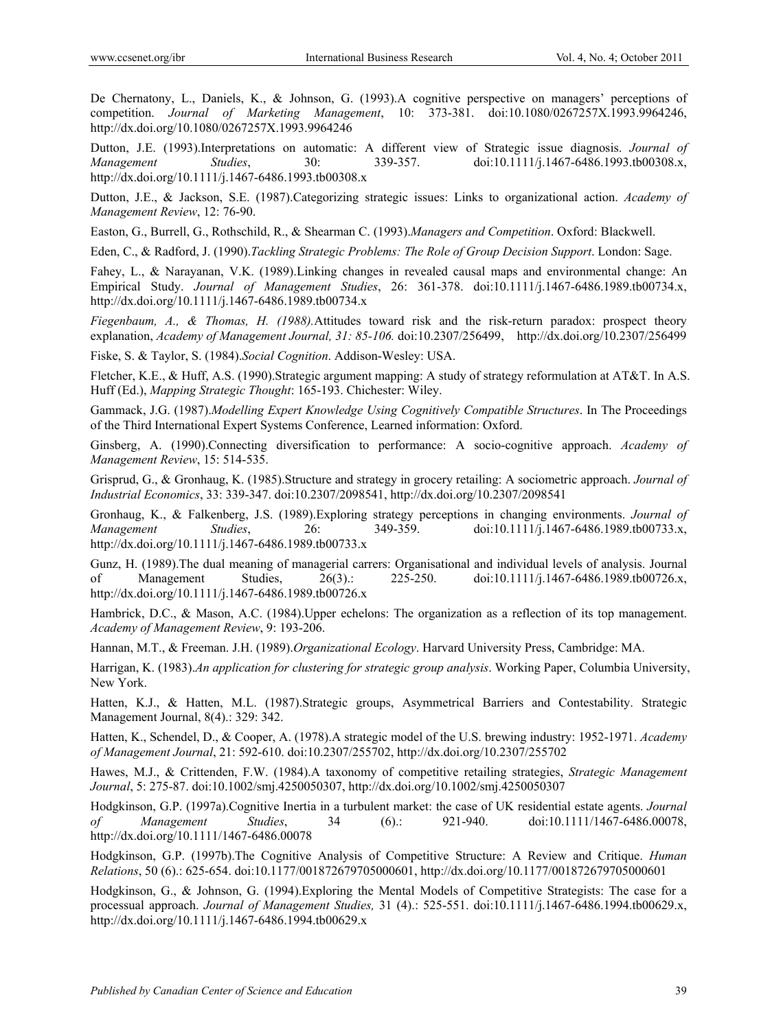De Chernatony, L., Daniels, K., & Johnson, G. (1993).A cognitive perspective on managers' perceptions of competition. *Journal of Marketing Management*, 10: 373-381. doi:10.1080/0267257X.1993.9964246, http://dx.doi.org/10.1080/0267257X.1993.9964246

Dutton, J.E. (1993).Interpretations on automatic: A different view of Strategic issue diagnosis. *Journal of Management Studies*, 30: 339-357. doi:10.1111/j.1467-6486.1993.tb00308.x, http://dx.doi.org/10.1111/j.1467-6486.1993.tb00308.x

Dutton, J.E., & Jackson, S.E. (1987).Categorizing strategic issues: Links to organizational action. *Academy of Management Review*, 12: 76-90.

Easton, G., Burrell, G., Rothschild, R., & Shearman C. (1993).*Managers and Competition*. Oxford: Blackwell.

Eden, C., & Radford, J. (1990).*Tackling Strategic Problems: The Role of Group Decision Support*. London: Sage.

Fahey, L., & Narayanan, V.K. (1989).Linking changes in revealed causal maps and environmental change: An Empirical Study. *Journal of Management Studies*, 26: 361-378. doi:10.1111/j.1467-6486.1989.tb00734.x, http://dx.doi.org/10.1111/j.1467-6486.1989.tb00734.x

*Fiegenbaum, A., & Thomas, H. (1988).*Attitudes toward risk and the risk-return paradox: prospect theory explanation, *Academy of Management Journal, 31: 85-106.* doi:10.2307/256499, http://dx.doi.org/10.2307/256499

Fiske, S. & Taylor, S. (1984).*Social Cognition*. Addison-Wesley: USA.

Fletcher, K.E., & Huff, A.S. (1990).Strategic argument mapping: A study of strategy reformulation at AT&T. In A.S. Huff (Ed.), *Mapping Strategic Thought*: 165-193. Chichester: Wiley.

Gammack, J.G. (1987).*Modelling Expert Knowledge Using Cognitively Compatible Structures*. In The Proceedings of the Third International Expert Systems Conference, Learned information: Oxford.

Ginsberg, A. (1990).Connecting diversification to performance: A socio-cognitive approach. *Academy of Management Review*, 15: 514-535.

Grisprud, G., & Gronhaug, K. (1985).Structure and strategy in grocery retailing: A sociometric approach. *Journal of Industrial Economics*, 33: 339-347. doi:10.2307/2098541, http://dx.doi.org/10.2307/2098541

Gronhaug, K., & Falkenberg, J.S. (1989).Exploring strategy perceptions in changing environments. *Journal of Management Studies*, 26: 349-359. doi:10.1111/j.1467-6486.1989.tb00733.x, http://dx.doi.org/10.1111/j.1467-6486.1989.tb00733.x

Gunz, H. (1989).The dual meaning of managerial carrers: Organisational and individual levels of analysis. Journal of Management Studies, 26(3).: 225-250. doi:10.1111/j.1467-6486.1989.tb00726.x, http://dx.doi.org/10.1111/j.1467-6486.1989.tb00726.x

Hambrick, D.C., & Mason, A.C. (1984).Upper echelons: The organization as a reflection of its top management. *Academy of Management Review*, 9: 193-206.

Hannan, M.T., & Freeman. J.H. (1989).*Organizational Ecology*. Harvard University Press, Cambridge: MA.

Harrigan, K. (1983).*An application for clustering for strategic group analysis*. Working Paper, Columbia University, New York.

Hatten, K.J., & Hatten, M.L. (1987).Strategic groups, Asymmetrical Barriers and Contestability. Strategic Management Journal, 8(4).: 329: 342.

Hatten, K., Schendel, D., & Cooper, A. (1978).A strategic model of the U.S. brewing industry: 1952-1971. *Academy of Management Journal*, 21: 592-610. doi:10.2307/255702, http://dx.doi.org/10.2307/255702

Hawes, M.J., & Crittenden, F.W. (1984).A taxonomy of competitive retailing strategies, *Strategic Management Journal*, 5: 275-87. doi:10.1002/smj.4250050307, http://dx.doi.org/10.1002/smj.4250050307

Hodgkinson, G.P. (1997a).Cognitive Inertia in a turbulent market: the case of UK residential estate agents. *Journal of Management Studies*, 34 (6).: 921-940. doi:10.1111/1467-6486.00078, http://dx.doi.org/10.1111/1467-6486.00078

Hodgkinson, G.P. (1997b).The Cognitive Analysis of Competitive Structure: A Review and Critique. *Human Relations*, 50 (6).: 625-654. doi:10.1177/001872679705000601, http://dx.doi.org/10.1177/001872679705000601

Hodgkinson, G., & Johnson, G. (1994).Exploring the Mental Models of Competitive Strategists: The case for a processual approach. *Journal of Management Studies,* 31 (4).: 525-551. doi:10.1111/j.1467-6486.1994.tb00629.x, http://dx.doi.org/10.1111/j.1467-6486.1994.tb00629.x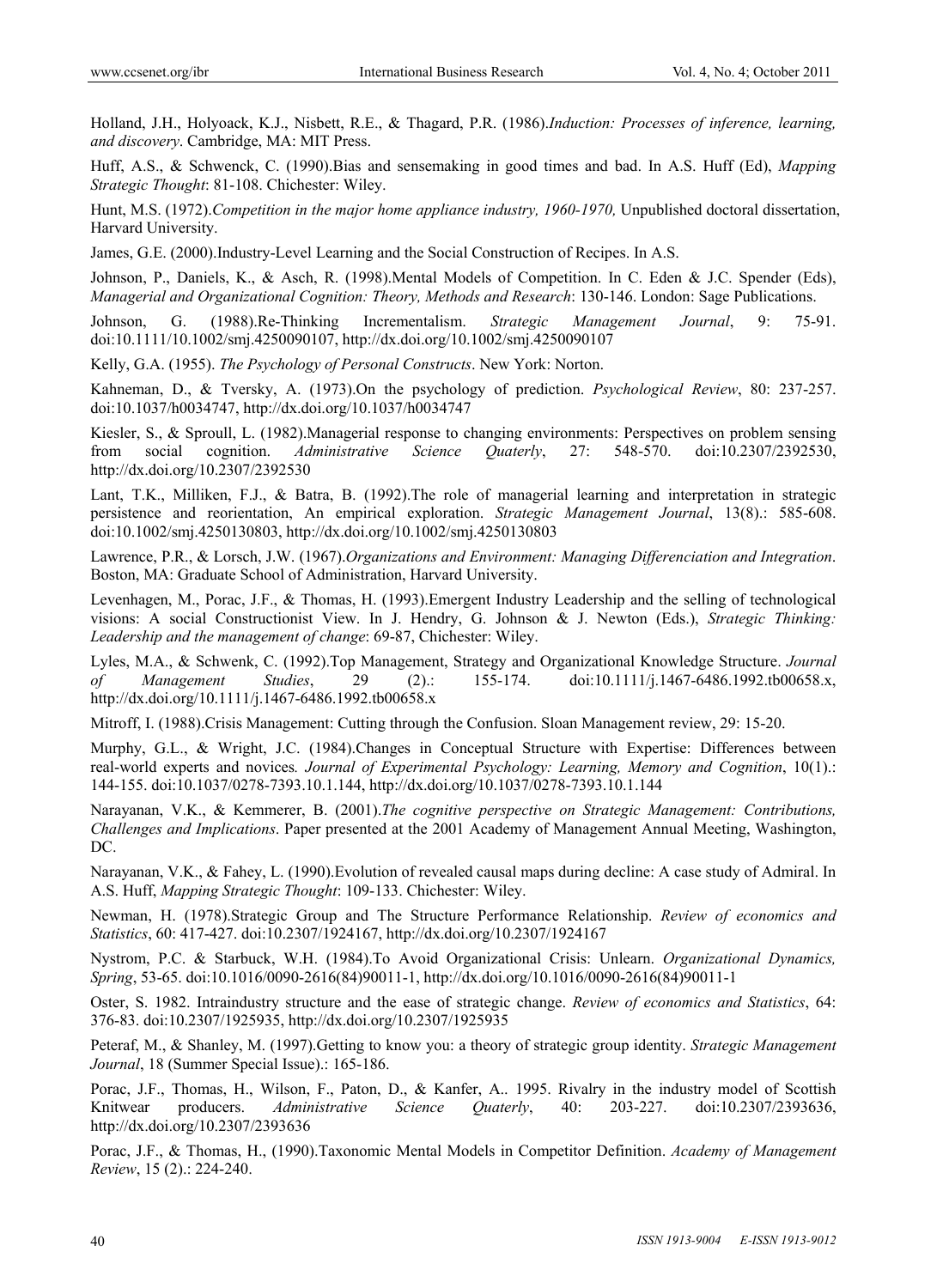Holland, J.H., Holyoack, K.J., Nisbett, R.E., & Thagard, P.R. (1986).*Induction: Processes of inference, learning, and discovery*. Cambridge, MA: MIT Press.

Huff, A.S., & Schwenck, C. (1990).Bias and sensemaking in good times and bad. In A.S. Huff (Ed), *Mapping Strategic Thought*: 81-108. Chichester: Wiley.

Hunt, M.S. (1972).*Competition in the major home appliance industry, 1960-1970,* Unpublished doctoral dissertation, Harvard University.

James, G.E. (2000).Industry-Level Learning and the Social Construction of Recipes. In A.S.

Johnson, P., Daniels, K., & Asch, R. (1998).Mental Models of Competition. In C. Eden & J.C. Spender (Eds), *Managerial and Organizational Cognition: Theory, Methods and Research*: 130-146. London: Sage Publications.

Johnson, G. (1988).Re-Thinking Incrementalism. *Strategic Management Journal*, 9: 75-91. doi:10.1111/10.1002/smj.4250090107, http://dx.doi.org/10.1002/smj.4250090107

Kelly, G.A. (1955). *The Psychology of Personal Constructs*. New York: Norton.

Kahneman, D., & Tversky, A. (1973).On the psychology of prediction. *Psychological Review*, 80: 237-257. doi:10.1037/h0034747, http://dx.doi.org/10.1037/h0034747

Kiesler, S., & Sproull, L. (1982).Managerial response to changing environments: Perspectives on problem sensing from social cognition. *Administrative Science Quaterly*, 27: 548-570. doi:10.2307/2392530, http://dx.doi.org/10.2307/2392530

Lant, T.K., Milliken, F.J., & Batra, B. (1992).The role of managerial learning and interpretation in strategic persistence and reorientation, An empirical exploration. *Strategic Management Journal*, 13(8).: 585-608. doi:10.1002/smj.4250130803, http://dx.doi.org/10.1002/smj.4250130803

Lawrence, P.R., & Lorsch, J.W. (1967).*Organizations and Environment: Managing Differenciation and Integration*. Boston, MA: Graduate School of Administration, Harvard University.

Levenhagen, M., Porac, J.F., & Thomas, H. (1993).Emergent Industry Leadership and the selling of technological visions: A social Constructionist View. In J. Hendry, G. Johnson & J. Newton (Eds.), *Strategic Thinking: Leadership and the management of change*: 69-87, Chichester: Wiley.

Lyles, M.A., & Schwenk, C. (1992).Top Management, Strategy and Organizational Knowledge Structure. *Journal of Management Studies*, 29 (2).: 155-174. doi:10.1111/j.1467-6486.1992.tb00658.x, http://dx.doi.org/10.1111/j.1467-6486.1992.tb00658.x

Mitroff, I. (1988).Crisis Management: Cutting through the Confusion. Sloan Management review, 29: 15-20.

Murphy, G.L., & Wright, J.C. (1984).Changes in Conceptual Structure with Expertise: Differences between real-world experts and novices*. Journal of Experimental Psychology: Learning, Memory and Cognition*, 10(1).: 144-155. doi:10.1037/0278-7393.10.1.144, http://dx.doi.org/10.1037/0278-7393.10.1.144

Narayanan, V.K., & Kemmerer, B. (2001).*The cognitive perspective on Strategic Management: Contributions, Challenges and Implications*. Paper presented at the 2001 Academy of Management Annual Meeting, Washington, DC.

Narayanan, V.K., & Fahey, L. (1990).Evolution of revealed causal maps during decline: A case study of Admiral. In A.S. Huff, *Mapping Strategic Thought*: 109-133. Chichester: Wiley.

Newman, H. (1978).Strategic Group and The Structure Performance Relationship. *Review of economics and Statistics*, 60: 417-427. doi:10.2307/1924167, http://dx.doi.org/10.2307/1924167

Nystrom, P.C. & Starbuck, W.H. (1984).To Avoid Organizational Crisis: Unlearn. *Organizational Dynamics, Spring*, 53-65. doi:10.1016/0090-2616(84)90011-1, http://dx.doi.org/10.1016/0090-2616(84)90011-1

Oster, S. 1982. Intraindustry structure and the ease of strategic change. *Review of economics and Statistics*, 64: 376-83. doi:10.2307/1925935, http://dx.doi.org/10.2307/1925935

Peteraf, M., & Shanley, M. (1997).Getting to know you: a theory of strategic group identity. *Strategic Management Journal*, 18 (Summer Special Issue).: 165-186.

Porac, J.F., Thomas, H., Wilson, F., Paton, D., & Kanfer, A.. 1995. Rivalry in the industry model of Scottish Knitwear producers. *Administrative Science Quaterly*, 40: 203-227. doi:10.2307/2393636, http://dx.doi.org/10.2307/2393636

Porac, J.F., & Thomas, H., (1990).Taxonomic Mental Models in Competitor Definition. *Academy of Management Review*, 15 (2).: 224-240.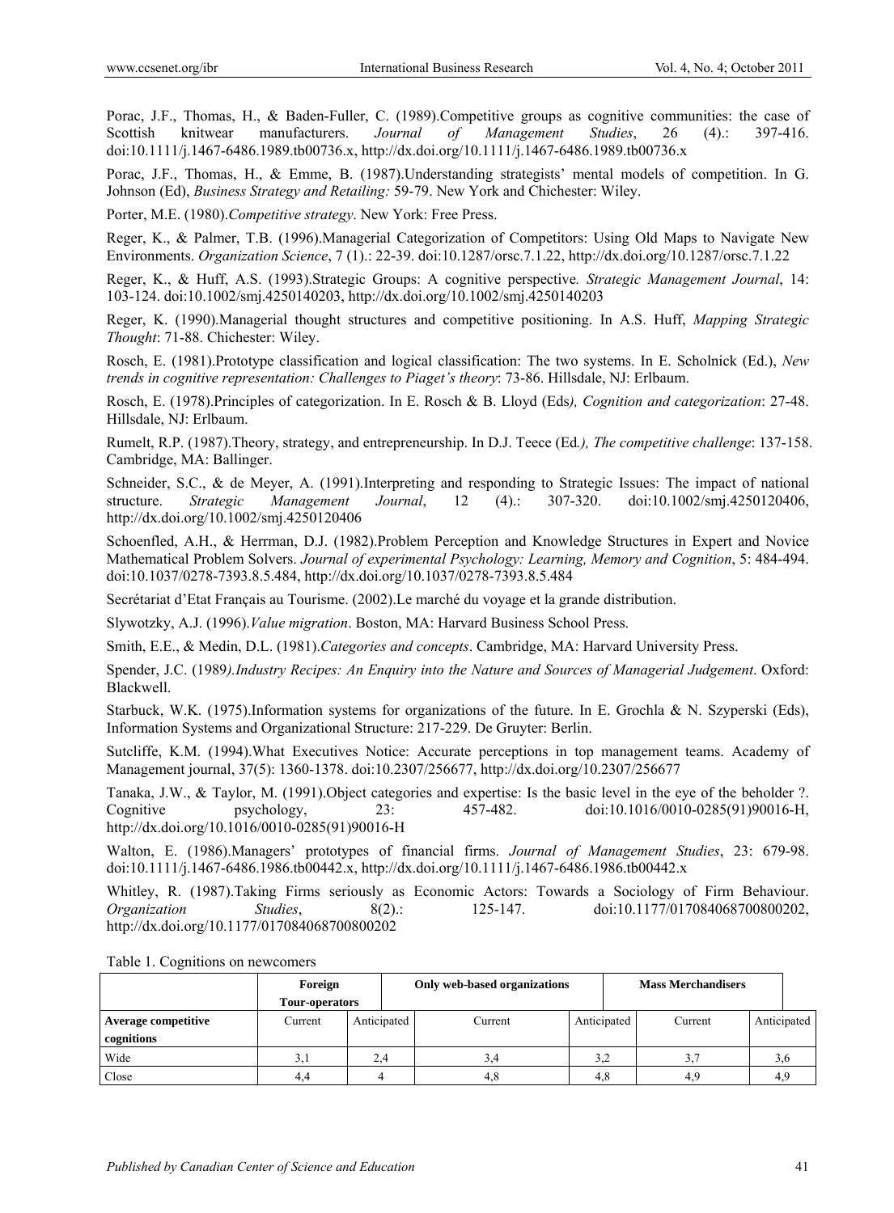Porac, J.F., Thomas, H., & Baden-Fuller, C. (1989).Competitive groups as cognitive communities: the case of Scottish knitwear manufacturers. *Journal of Management Studies*, 26 (4).: 397-416. doi:10.1111/j.1467-6486.1989.tb00736.x, http://dx.doi.org/10.1111/j.1467-6486.1989.tb00736.x

Porac, J.F., Thomas, H., & Emme, B. (1987).Understanding strategists' mental models of competition. In G. Johnson (Ed), *Business Strategy and Retailing:* 59-79. New York and Chichester: Wiley.

Porter, M.E. (1980).*Competitive strategy*. New York: Free Press.

Reger, K., & Palmer, T.B. (1996).Managerial Categorization of Competitors: Using Old Maps to Navigate New Environments. *Organization Science*, 7 (1).: 22-39. doi:10.1287/orsc.7.1.22, http://dx.doi.org/10.1287/orsc.7.1.22

Reger, K., & Huff, A.S. (1993).Strategic Groups: A cognitive perspective. *Strategic Management Journal*, 14: 103-124. doi:10.1002/smj.4250140203, http://dx.doi.org/10.1002/smj.4250140203

Reger, K. (1990).Managerial thought structures and competitive positioning. In A.S. Huff, *Mapping Strategic Thought*: 71-88. Chichester: Wiley.

Rosch, E. (1981).Prototype classification and logical classification: The two systems. In E. Scholnick (Ed.), *New trends in cognitive representation: Challenges to Piaget's theory*: 73-86. Hillsdale, NJ: Erlbaum.

Rosch, E. (1978).Principles of categorization. In E. Rosch & B. Lloyd (Eds*), Cognition and categorization*: 27-48. Hillsdale, NJ: Erlbaum.

Rumelt, R.P. (1987).Theory, strategy, and entrepreneurship. In D.J. Teece (Ed*.), The competitive challenge*: 137-158. Cambridge, MA: Ballinger.

Schneider, S.C., & de Meyer, A. (1991).Interpreting and responding to Strategic Issues: The impact of national structure. *Strategic Management Journal*, 12 (4).: 307-320. doi:10.1002/smj.4250120406, http://dx.doi.org/10.1002/smj.4250120406

Schoenfled, A.H., & Herrman, D.J. (1982).Problem Perception and Knowledge Structures in Expert and Novice Mathematical Problem Solvers. *Journal of experimental Psychology: Learning, Memory and Cognition*, 5: 484-494. doi:10.1037/0278-7393.8.5.484, http://dx.doi.org/10.1037/0278-7393.8.5.484

Secrétariat d'Etat Français au Tourisme. (2002).Le marché du voyage et la grande distribution.

Slywotzky, A.J. (1996).*Value migration*. Boston, MA: Harvard Business School Press.

Smith, E.E., & Medin, D.L. (1981).*Categories and concepts*. Cambridge, MA: Harvard University Press.

Spender, J.C. (1989*).Industry Recipes: An Enquiry into the Nature and Sources of Managerial Judgement*. Oxford: Blackwell.

Starbuck, W.K. (1975).Information systems for organizations of the future. In E. Grochla & N. Szyperski (Eds), Information Systems and Organizational Structure: 217-229. De Gruyter: Berlin.

Sutcliffe, K.M. (1994).What Executives Notice: Accurate perceptions in top management teams. Academy of Management journal, 37(5): 1360-1378. doi:10.2307/256677, http://dx.doi.org/10.2307/256677

Tanaka, J.W., & Taylor, M. (1991).Object categories and expertise: Is the basic level in the eye of the beholder ?. Cognitive psychology, 23: 457-482. doi:10.1016/0010-0285(91)90016-H, http://dx.doi.org/10.1016/0010-0285(91)90016-H

Walton, E. (1986).Managers' prototypes of financial firms. *Journal of Management Studies*, 23: 679-98. doi:10.1111/j.1467-6486.1986.tb00442.x, http://dx.doi.org/10.1111/j.1467-6486.1986.tb00442.x

Whitley, R. (1987).Taking Firms seriously as Economic Actors: Towards a Sociology of Firm Behaviour. *Organization Studies*, 8(2).: 125-147. doi:10.1177/017084068700800202, http://dx.doi.org/10.1177/017084068700800202

Table 1. Cognitions on newcomers

| | **Foreign Tour-operators** | | **Only web-based organizations** | | **Mass Merchandisers** | |
|---|---|---|---|---|---|---|
| **Average competitive cognitions** | Current | Anticipated | Current | Anticipated | Current | Anticipated |
| Wide | 3,1 | 2,4 | 3,4 | 3,2 | 3,7 | 3,6 |
| Close | 4,4 | 4 | 4,8 | 4,8 | 4,9 | 4,9 |